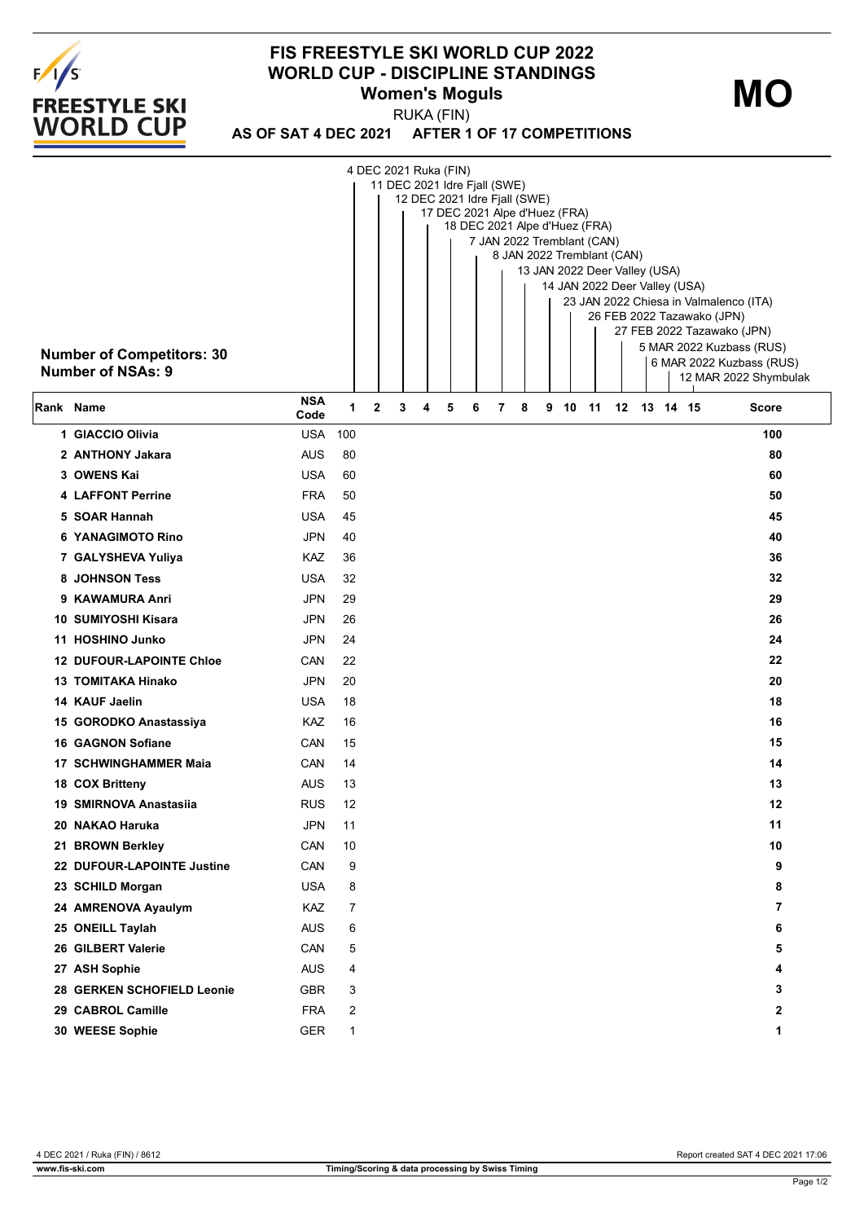# FIS FREESTYLE SKI WORLD CUP 2022
## WORLD CUP - DISCIPLINE STANDINGS
### Women's Moguls

**MO**

RUKA (FIN)

**AS OF SAT 4 DEC 2021 AFTER 1 OF 17 COMPETITIONS**

**Number of Competitors: 30**
**Number of NSAs: 9**

Competitions:
1. 4 DEC 2021 Ruka (FIN)
2. 11 DEC 2021 Idre Fjall (SWE)
3. 12 DEC 2021 Idre Fjall (SWE)
4. 17 DEC 2021 Alpe d'Huez (FRA)
5. 18 DEC 2021 Alpe d'Huez (FRA)
6. 7 JAN 2022 Tremblant (CAN)
7. 8 JAN 2022 Tremblant (CAN)
8. 13 JAN 2022 Deer Valley (USA)
9. 14 JAN 2022 Deer Valley (USA)
10. 23 JAN 2022 Chiesa in Valmalenco (ITA)
11. 26 FEB 2022 Tazawako (JPN)
12. 27 FEB 2022 Tazawako (JPN)
13. 5 MAR 2022 Kuzbass (RUS)
14. 6 MAR 2022 Kuzbass (RUS)
15. 12 MAR 2022 Shymbulak

| Rank | Name | NSA Code | 1 | 2 | 3 | 4 | 5 | 6 | 7 | 8 | 9 | 10 | 11 | 12 | 13 | 14 | 15 | Score |
|---|---|---|---|---|---|---|---|---|---|---|---|---|---|---|---|---|---|---|
| 1 | GIACCIO Olivia | USA | 100 | | | | | | | | | | | | | | | 100 |
| 2 | ANTHONY Jakara | AUS | 80 | | | | | | | | | | | | | | | 80 |
| 3 | OWENS Kai | USA | 60 | | | | | | | | | | | | | | | 60 |
| 4 | LAFFONT Perrine | FRA | 50 | | | | | | | | | | | | | | | 50 |
| 5 | SOAR Hannah | USA | 45 | | | | | | | | | | | | | | | 45 |
| 6 | YANAGIMOTO Rino | JPN | 40 | | | | | | | | | | | | | | | 40 |
| 7 | GALYSHEVA Yuliya | KAZ | 36 | | | | | | | | | | | | | | | 36 |
| 8 | JOHNSON Tess | USA | 32 | | | | | | | | | | | | | | | 32 |
| 9 | KAWAMURA Anri | JPN | 29 | | | | | | | | | | | | | | | 29 |
| 10 | SUMIYOSHI Kisara | JPN | 26 | | | | | | | | | | | | | | | 26 |
| 11 | HOSHINO Junko | JPN | 24 | | | | | | | | | | | | | | | 24 |
| 12 | DUFOUR-LAPOINTE Chloe | CAN | 22 | | | | | | | | | | | | | | | 22 |
| 13 | TOMITAKA Hinako | JPN | 20 | | | | | | | | | | | | | | | 20 |
| 14 | KAUF Jaelin | USA | 18 | | | | | | | | | | | | | | | 18 |
| 15 | GORODKO Anastassiya | KAZ | 16 | | | | | | | | | | | | | | | 16 |
| 16 | GAGNON Sofiane | CAN | 15 | | | | | | | | | | | | | | | 15 |
| 17 | SCHWINGHAMMER Maia | CAN | 14 | | | | | | | | | | | | | | | 14 |
| 18 | COX Britteny | AUS | 13 | | | | | | | | | | | | | | | 13 |
| 19 | SMIRNOVA Anastasiia | RUS | 12 | | | | | | | | | | | | | | | 12 |
| 20 | NAKAO Haruka | JPN | 11 | | | | | | | | | | | | | | | 11 |
| 21 | BROWN Berkley | CAN | 10 | | | | | | | | | | | | | | | 10 |
| 22 | DUFOUR-LAPOINTE Justine | CAN | 9 | | | | | | | | | | | | | | | 9 |
| 23 | SCHILD Morgan | USA | 8 | | | | | | | | | | | | | | | 8 |
| 24 | AMRENOVA Ayaulym | KAZ | 7 | | | | | | | | | | | | | | | 7 |
| 25 | ONEILL Taylah | AUS | 6 | | | | | | | | | | | | | | | 6 |
| 26 | GILBERT Valerie | CAN | 5 | | | | | | | | | | | | | | | 5 |
| 27 | ASH Sophie | AUS | 4 | | | | | | | | | | | | | | | 4 |
| 28 | GERKEN SCHOFIELD Leonie | GBR | 3 | | | | | | | | | | | | | | | 3 |
| 29 | CABROL Camille | FRA | 2 | | | | | | | | | | | | | | | 2 |
| 30 | WEESE Sophie | GER | 1 | | | | | | | | | | | | | | | 1 |

4 DEC 2021 / Ruka (FIN) / 8612 — Report created SAT 4 DEC 2021 17:06

www.fis-ski.com — Timing/Scoring & data processing by Swiss Timing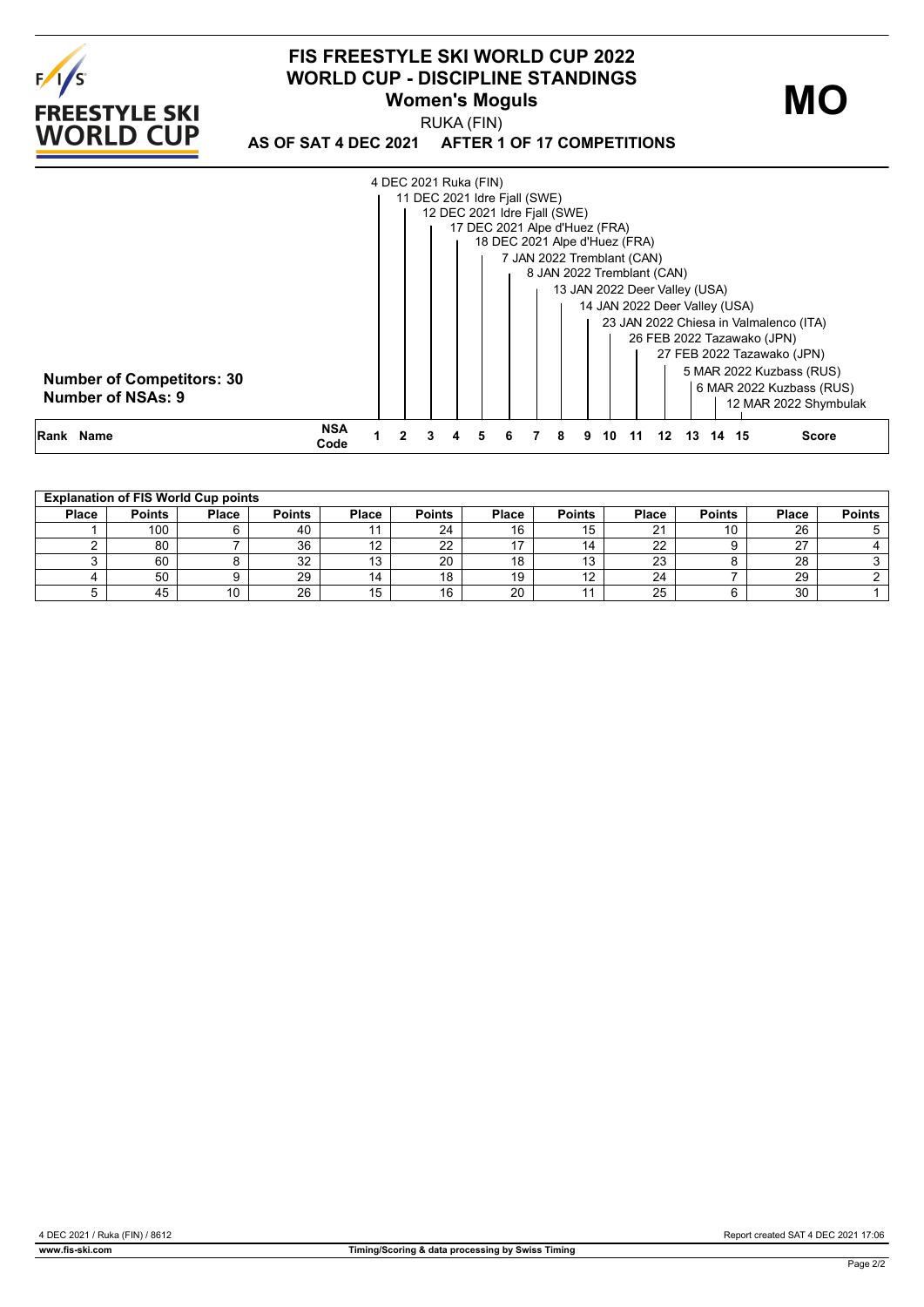# FIS FREESTYLE SKI WORLD CUP 2022
## WORLD CUP - DISCIPLINE STANDINGS
### Women's Moguls

**MO**

RUKA (FIN)

**AS OF SAT 4 DEC 2021 AFTER 1 OF 17 COMPETITIONS**

4 DEC 2021 Ruka (FIN)
11 DEC 2021 Idre Fjall (SWE)
12 DEC 2021 Idre Fjall (SWE)
17 DEC 2021 Alpe d'Huez (FRA)
18 DEC 2021 Alpe d'Huez (FRA)
7 JAN 2022 Tremblant (CAN)
8 JAN 2022 Tremblant (CAN)
13 JAN 2022 Deer Valley (USA)
14 JAN 2022 Deer Valley (USA)
23 JAN 2022 Chiesa in Valmalenco (ITA)
26 FEB 2022 Tazawako (JPN)
27 FEB 2022 Tazawako (JPN)
5 MAR 2022 Kuzbass (RUS)
6 MAR 2022 Kuzbass (RUS)
12 MAR 2022 Shymbulak

**Number of Competitors: 30**
**Number of NSAs: 9**

| Rank | Name | NSA Code | 1 | 2 | 3 | 4 | 5 | 6 | 7 | 8 | 9 | 10 | 11 | 12 | 13 | 14 | 15 | Score |
|---|---|---|---|---|---|---|---|---|---|---|---|---|---|---|---|---|---|---|

**Explanation of FIS World Cup points**

| Place | Points | Place | Points | Place | Points | Place | Points | Place | Points | Place | Points |
|---|---|---|---|---|---|---|---|---|---|---|---|
| 1 | 100 | 6 | 40 | 11 | 24 | 16 | 15 | 21 | 10 | 26 | 5 |
| 2 | 80 | 7 | 36 | 12 | 22 | 17 | 14 | 22 | 9 | 27 | 4 |
| 3 | 60 | 8 | 32 | 13 | 20 | 18 | 13 | 23 | 8 | 28 | 3 |
| 4 | 50 | 9 | 29 | 14 | 18 | 19 | 12 | 24 | 7 | 29 | 2 |
| 5 | 45 | 10 | 26 | 15 | 16 | 20 | 11 | 25 | 6 | 30 | 1 |

4 DEC 2021 / Ruka (FIN) / 8612

Report created SAT 4 DEC 2021 17:06

www.fis-ski.com

Timing/Scoring & data processing by Swiss Timing